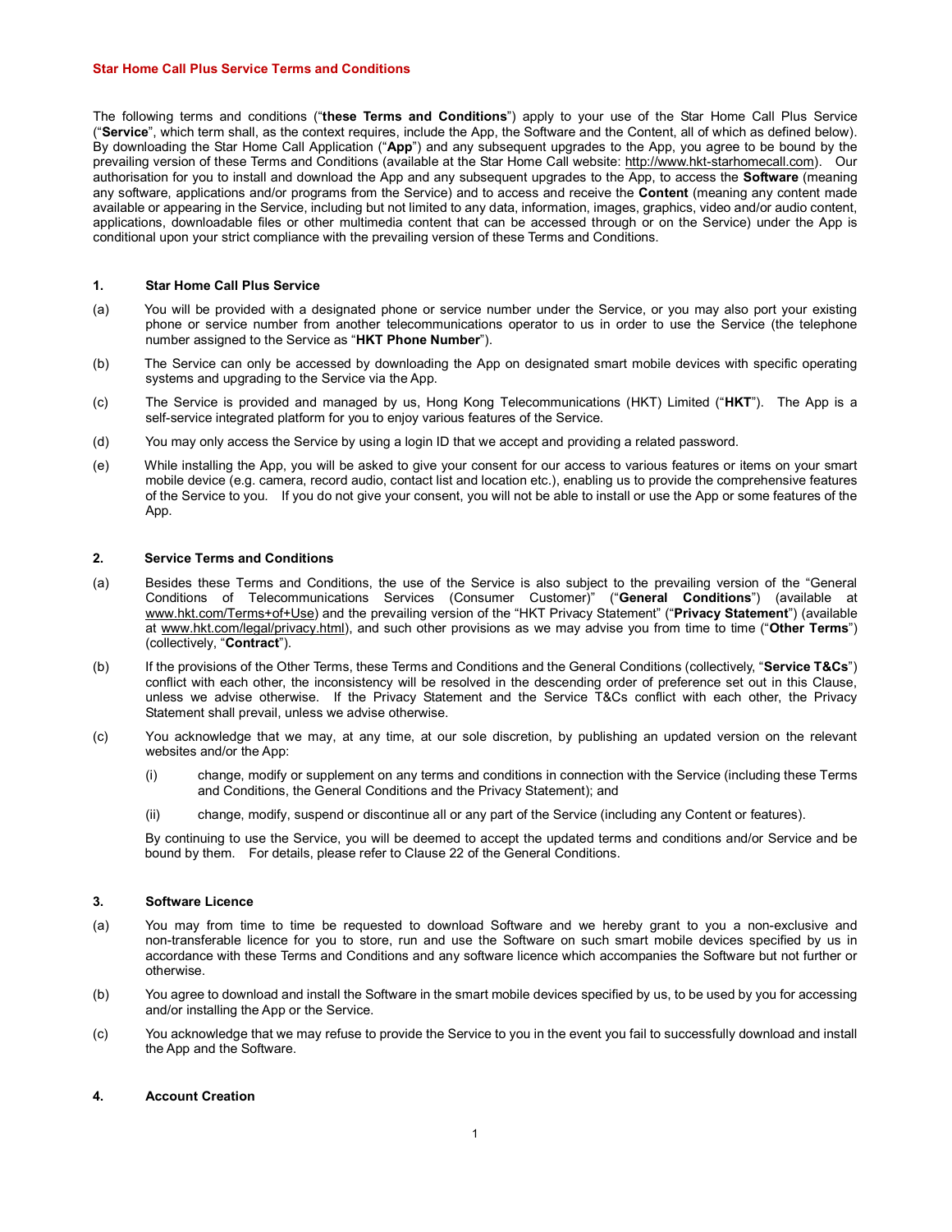# Star Home Call Plus Service Terms and Conditions

The following terms and conditions ("**these Terms and Conditions**") apply to your use of the Star Home Call Plus Service ("**Service**", which term shall, as the context requires, include the App, the Software and the Content, all of which as defined below). By downloading the Star Home Call Application ("**App**") and any subsequent upgrades to the App, you agree to be bound by the prevailing version of these Terms and Conditions (available at the Star Home Call website: http://www.hkt-starhomecall.com). Our authorisation for you to install and download the App and any subsequent upgrades to the App, to access the **Software** (meaning any software, applications and/or programs from the Service) and to access and receive the **Content** (meaning any content made available or appearing in the Service, including but not limited to any data, information, images, graphics, video and/or audio content, applications, downloadable files or other multimedia content that can be accessed through or on the Service) under the App is conditional upon your strict compliance with the prevailing version of these Terms and Conditions.

## 1. Star Home Call Plus Service

(a) You will be provided with a designated phone or service number under the Service, or you may also port your existing phone or service number from another telecommunications operator to us in order to use the Service (the telephone number assigned to the Service as "**HKT Phone Number**").

(b) The Service can only be accessed by downloading the App on designated smart mobile devices with specific operating systems and upgrading to the Service via the App.

(c) The Service is provided and managed by us, Hong Kong Telecommunications (HKT) Limited ("**HKT**"). The App is a self-service integrated platform for you to enjoy various features of the Service.

(d) You may only access the Service by using a login ID that we accept and providing a related password.

(e) While installing the App, you will be asked to give your consent for our access to various features or items on your smart mobile device (e.g. camera, record audio, contact list and location etc.), enabling us to provide the comprehensive features of the Service to you. If you do not give your consent, you will not be able to install or use the App or some features of the App.

## 2. Service Terms and Conditions

(a) Besides these Terms and Conditions, the use of the Service is also subject to the prevailing version of the "General Conditions of Telecommunications Services (Consumer Customer)" ("**General Conditions**") (available at www.hkt.com/Terms+of+Use) and the prevailing version of the "HKT Privacy Statement" ("**Privacy Statement**") (available at www.hkt.com/legal/privacy.html), and such other provisions as we may advise you from time to time ("**Other Terms**") (collectively, "**Contract**").

(b) If the provisions of the Other Terms, these Terms and Conditions and the General Conditions (collectively, "**Service T&Cs**") conflict with each other, the inconsistency will be resolved in the descending order of preference set out in this Clause, unless we advise otherwise. If the Privacy Statement and the Service T&Cs conflict with each other, the Privacy Statement shall prevail, unless we advise otherwise.

(c) You acknowledge that we may, at any time, at our sole discretion, by publishing an updated version on the relevant websites and/or the App:

   (i) change, modify or supplement on any terms and conditions in connection with the Service (including these Terms and Conditions, the General Conditions and the Privacy Statement); and

   (ii) change, modify, suspend or discontinue all or any part of the Service (including any Content or features).

   By continuing to use the Service, you will be deemed to accept the updated terms and conditions and/or Service and be bound by them. For details, please refer to Clause 22 of the General Conditions.

## 3. Software Licence

(a) You may from time to time be requested to download Software and we hereby grant to you a non-exclusive and non-transferable licence for you to store, run and use the Software on such smart mobile devices specified by us in accordance with these Terms and Conditions and any software licence which accompanies the Software but not further or otherwise.

(b) You agree to download and install the Software in the smart mobile devices specified by us, to be used by you for accessing and/or installing the App or the Service.

(c) You acknowledge that we may refuse to provide the Service to you in the event you fail to successfully download and install the App and the Software.

## 4. Account Creation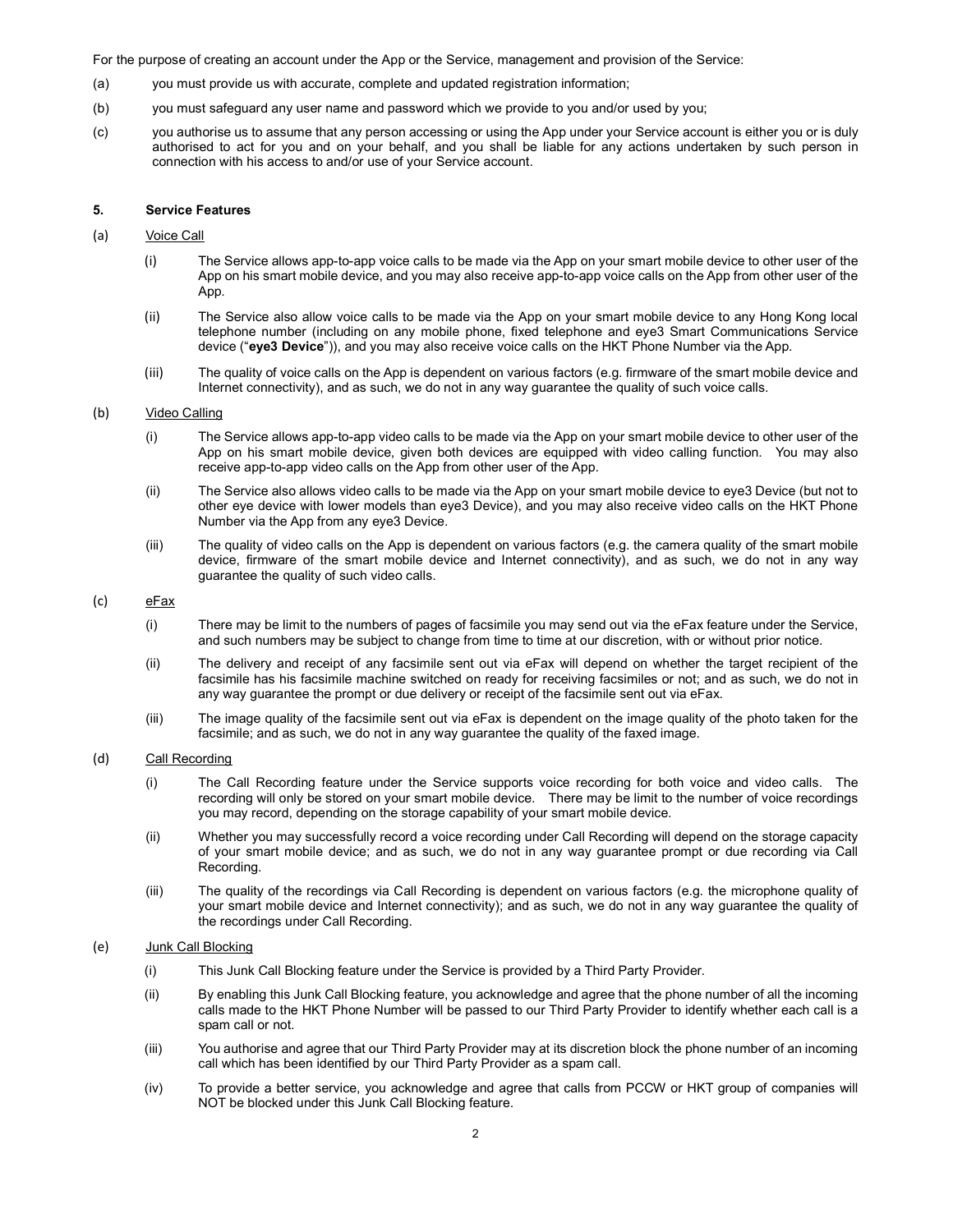For the purpose of creating an account under the App or the Service, management and provision of the Service:

(a) you must provide us with accurate, complete and updated registration information;

(b) you must safeguard any user name and password which we provide to you and/or used by you;

(c) you authorise us to assume that any person accessing or using the App under your Service account is either you or is duly authorised to act for you and on your behalf, and you shall be liable for any actions undertaken by such person in connection with his access to and/or use of your Service account.

**5. Service Features**

(a) Voice Call

(i) The Service allows app-to-app voice calls to be made via the App on your smart mobile device to other user of the App on his smart mobile device, and you may also receive app-to-app voice calls on the App from other user of the App.

(ii) The Service also allow voice calls to be made via the App on your smart mobile device to any Hong Kong local telephone number (including on any mobile phone, fixed telephone and eye3 Smart Communications Service device ("**eye3 Device**")), and you may also receive voice calls on the HKT Phone Number via the App.

(iii) The quality of voice calls on the App is dependent on various factors (e.g. firmware of the smart mobile device and Internet connectivity), and as such, we do not in any way guarantee the quality of such voice calls.

(b) Video Calling

(i) The Service allows app-to-app video calls to be made via the App on your smart mobile device to other user of the App on his smart mobile device, given both devices are equipped with video calling function. You may also receive app-to-app video calls on the App from other user of the App.

(ii) The Service also allows video calls to be made via the App on your smart mobile device to eye3 Device (but not to other eye device with lower models than eye3 Device), and you may also receive video calls on the HKT Phone Number via the App from any eye3 Device.

(iii) The quality of video calls on the App is dependent on various factors (e.g. the camera quality of the smart mobile device, firmware of the smart mobile device and Internet connectivity), and as such, we do not in any way guarantee the quality of such video calls.

(c) eFax

(i) There may be limit to the numbers of pages of facsimile you may send out via the eFax feature under the Service, and such numbers may be subject to change from time to time at our discretion, with or without prior notice.

(ii) The delivery and receipt of any facsimile sent out via eFax will depend on whether the target recipient of the facsimile has his facsimile machine switched on ready for receiving facsimiles or not; and as such, we do not in any way guarantee the prompt or due delivery or receipt of the facsimile sent out via eFax.

(iii) The image quality of the facsimile sent out via eFax is dependent on the image quality of the photo taken for the facsimile; and as such, we do not in any way guarantee the quality of the faxed image.

(d) Call Recording

(i) The Call Recording feature under the Service supports voice recording for both voice and video calls. The recording will only be stored on your smart mobile device. There may be limit to the number of voice recordings you may record, depending on the storage capability of your smart mobile device.

(ii) Whether you may successfully record a voice recording under Call Recording will depend on the storage capacity of your smart mobile device; and as such, we do not in any way guarantee prompt or due recording via Call Recording.

(iii) The quality of the recordings via Call Recording is dependent on various factors (e.g. the microphone quality of your smart mobile device and Internet connectivity); and as such, we do not in any way guarantee the quality of the recordings under Call Recording.

(e) Junk Call Blocking

(i) This Junk Call Blocking feature under the Service is provided by a Third Party Provider.

(ii) By enabling this Junk Call Blocking feature, you acknowledge and agree that the phone number of all the incoming calls made to the HKT Phone Number will be passed to our Third Party Provider to identify whether each call is a spam call or not.

(iii) You authorise and agree that our Third Party Provider may at its discretion block the phone number of an incoming call which has been identified by our Third Party Provider as a spam call.

(iv) To provide a better service, you acknowledge and agree that calls from PCCW or HKT group of companies will NOT be blocked under this Junk Call Blocking feature.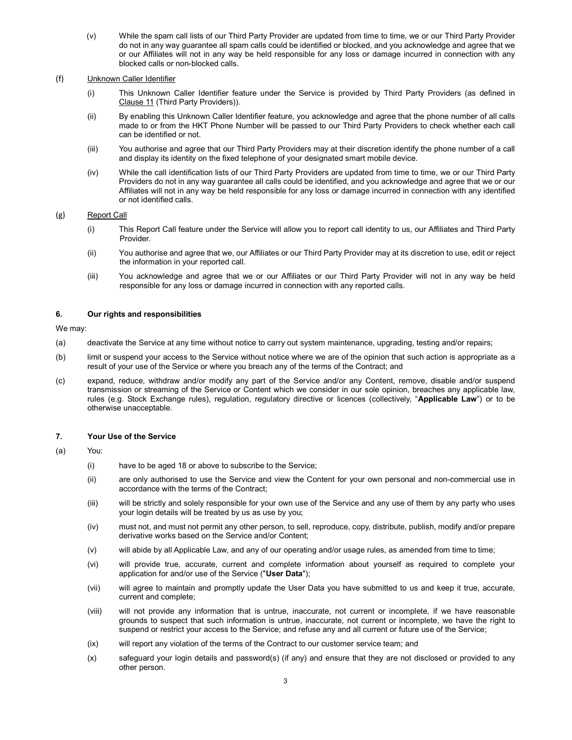(v) While the spam call lists of our Third Party Provider are updated from time to time, we or our Third Party Provider do not in any way guarantee all spam calls could be identified or blocked, and you acknowledge and agree that we or our Affiliates will not in any way be held responsible for any loss or damage incurred in connection with any blocked calls or non-blocked calls.

(f) Unknown Caller Identifier

(i) This Unknown Caller Identifier feature under the Service is provided by Third Party Providers (as defined in Clause 11 (Third Party Providers)).

(ii) By enabling this Unknown Caller Identifier feature, you acknowledge and agree that the phone number of all calls made to or from the HKT Phone Number will be passed to our Third Party Providers to check whether each call can be identified or not.

(iii) You authorise and agree that our Third Party Providers may at their discretion identify the phone number of a call and display its identity on the fixed telephone of your designated smart mobile device.

(iv) While the call identification lists of our Third Party Providers are updated from time to time, we or our Third Party Providers do not in any way guarantee all calls could be identified, and you acknowledge and agree that we or our Affiliates will not in any way be held responsible for any loss or damage incurred in connection with any identified or not identified calls.

(g) Report Call

(i) This Report Call feature under the Service will allow you to report call identity to us, our Affiliates and Third Party Provider.

(ii) You authorise and agree that we, our Affiliates or our Third Party Provider may at its discretion to use, edit or reject the information in your reported call.

(iii) You acknowledge and agree that we or our Affiliates or our Third Party Provider will not in any way be held responsible for any loss or damage incurred in connection with any reported calls.

### 6. Our rights and responsibilities

We may:

(a) deactivate the Service at any time without notice to carry out system maintenance, upgrading, testing and/or repairs;

(b) limit or suspend your access to the Service without notice where we are of the opinion that such action is appropriate as a result of your use of the Service or where you breach any of the terms of the Contract; and

(c) expand, reduce, withdraw and/or modify any part of the Service and/or any Content, remove, disable and/or suspend transmission or streaming of the Service or Content which we consider in our sole opinion, breaches any applicable law, rules (e.g. Stock Exchange rules), regulation, regulatory directive or licences (collectively, "**Applicable Law**") or to be otherwise unacceptable.

### 7. Your Use of the Service

(a) You:

(i) have to be aged 18 or above to subscribe to the Service;

(ii) are only authorised to use the Service and view the Content for your own personal and non-commercial use in accordance with the terms of the Contract;

(iii) will be strictly and solely responsible for your own use of the Service and any use of them by any party who uses your login details will be treated by us as use by you;

(iv) must not, and must not permit any other person, to sell, reproduce, copy, distribute, publish, modify and/or prepare derivative works based on the Service and/or Content;

(v) will abide by all Applicable Law, and any of our operating and/or usage rules, as amended from time to time;

(vi) will provide true, accurate, current and complete information about yourself as required to complete your application for and/or use of the Service ("**User Data**");

(vii) will agree to maintain and promptly update the User Data you have submitted to us and keep it true, accurate, current and complete;

(viii) will not provide any information that is untrue, inaccurate, not current or incomplete, if we have reasonable grounds to suspect that such information is untrue, inaccurate, not current or incomplete, we have the right to suspend or restrict your access to the Service; and refuse any and all current or future use of the Service;

(ix) will report any violation of the terms of the Contract to our customer service team; and

(x) safeguard your login details and password(s) (if any) and ensure that they are not disclosed or provided to any other person.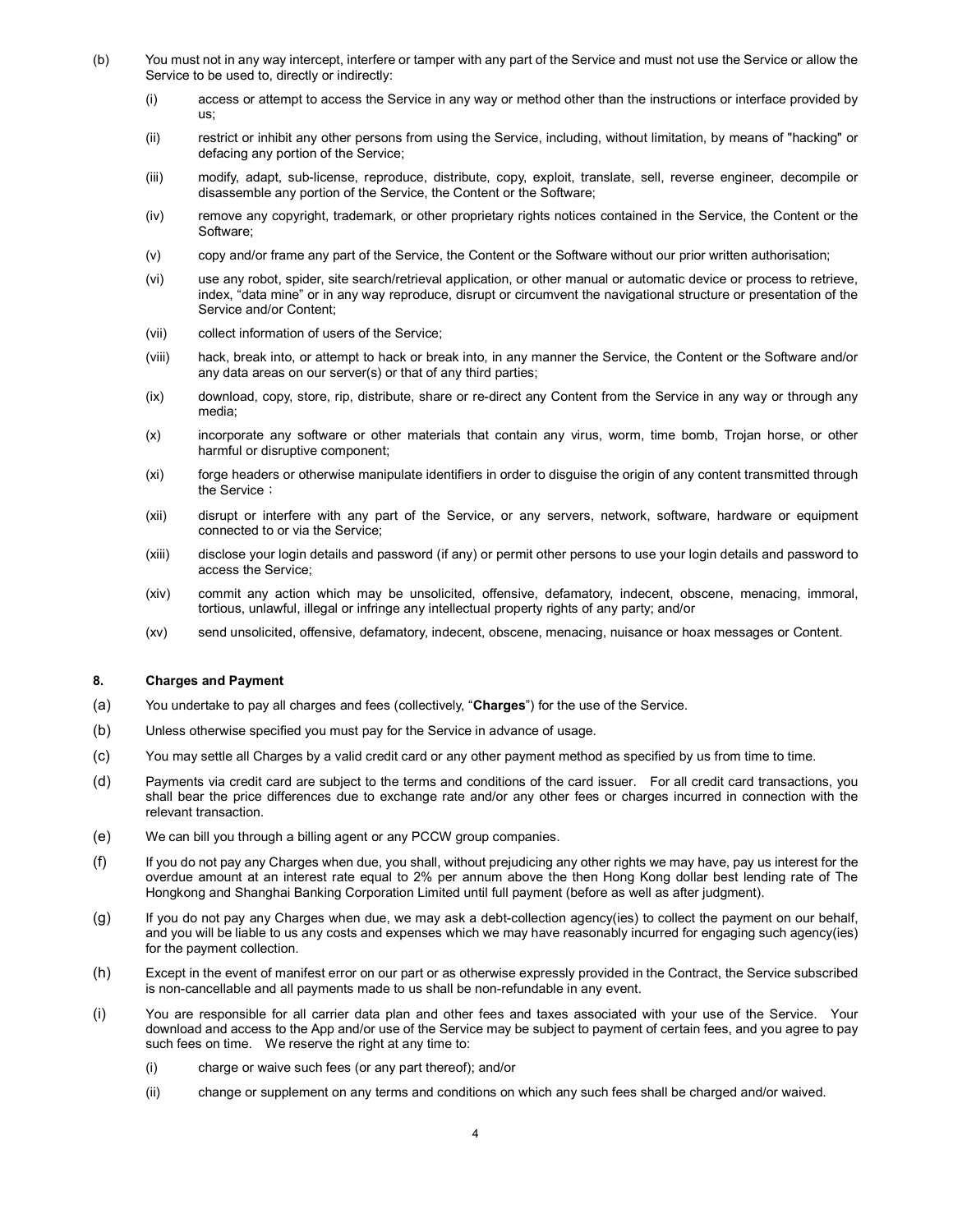(b) You must not in any way intercept, interfere or tamper with any part of the Service and must not use the Service or allow the Service to be used to, directly or indirectly:

(i) access or attempt to access the Service in any way or method other than the instructions or interface provided by us;

(ii) restrict or inhibit any other persons from using the Service, including, without limitation, by means of "hacking" or defacing any portion of the Service;

(iii) modify, adapt, sub-license, reproduce, distribute, copy, exploit, translate, sell, reverse engineer, decompile or disassemble any portion of the Service, the Content or the Software;

(iv) remove any copyright, trademark, or other proprietary rights notices contained in the Service, the Content or the Software;

(v) copy and/or frame any part of the Service, the Content or the Software without our prior written authorisation;

(vi) use any robot, spider, site search/retrieval application, or other manual or automatic device or process to retrieve, index, "data mine" or in any way reproduce, disrupt or circumvent the navigational structure or presentation of the Service and/or Content;

(vii) collect information of users of the Service;

(viii) hack, break into, or attempt to hack or break into, in any manner the Service, the Content or the Software and/or any data areas on our server(s) or that of any third parties;

(ix) download, copy, store, rip, distribute, share or re-direct any Content from the Service in any way or through any media;

(x) incorporate any software or other materials that contain any virus, worm, time bomb, Trojan horse, or other harmful or disruptive component;

(xi) forge headers or otherwise manipulate identifiers in order to disguise the origin of any content transmitted through the Service；

(xii) disrupt or interfere with any part of the Service, or any servers, network, software, hardware or equipment connected to or via the Service;

(xiii) disclose your login details and password (if any) or permit other persons to use your login details and password to access the Service;

(xiv) commit any action which may be unsolicited, offensive, defamatory, indecent, obscene, menacing, immoral, tortious, unlawful, illegal or infringe any intellectual property rights of any party; and/or

(xv) send unsolicited, offensive, defamatory, indecent, obscene, menacing, nuisance or hoax messages or Content.

**8. Charges and Payment**

(a) You undertake to pay all charges and fees (collectively, "**Charges**") for the use of the Service.

(b) Unless otherwise specified you must pay for the Service in advance of usage.

(c) You may settle all Charges by a valid credit card or any other payment method as specified by us from time to time.

(d) Payments via credit card are subject to the terms and conditions of the card issuer. For all credit card transactions, you shall bear the price differences due to exchange rate and/or any other fees or charges incurred in connection with the relevant transaction.

(e) We can bill you through a billing agent or any PCCW group companies.

(f) If you do not pay any Charges when due, you shall, without prejudicing any other rights we may have, pay us interest for the overdue amount at an interest rate equal to 2% per annum above the then Hong Kong dollar best lending rate of The Hongkong and Shanghai Banking Corporation Limited until full payment (before as well as after judgment).

(g) If you do not pay any Charges when due, we may ask a debt-collection agency(ies) to collect the payment on our behalf, and you will be liable to us any costs and expenses which we may have reasonably incurred for engaging such agency(ies) for the payment collection.

(h) Except in the event of manifest error on our part or as otherwise expressly provided in the Contract, the Service subscribed is non-cancellable and all payments made to us shall be non-refundable in any event.

(i) You are responsible for all carrier data plan and other fees and taxes associated with your use of the Service. Your download and access to the App and/or use of the Service may be subject to payment of certain fees, and you agree to pay such fees on time. We reserve the right at any time to:

(i) charge or waive such fees (or any part thereof); and/or

(ii) change or supplement on any terms and conditions on which any such fees shall be charged and/or waived.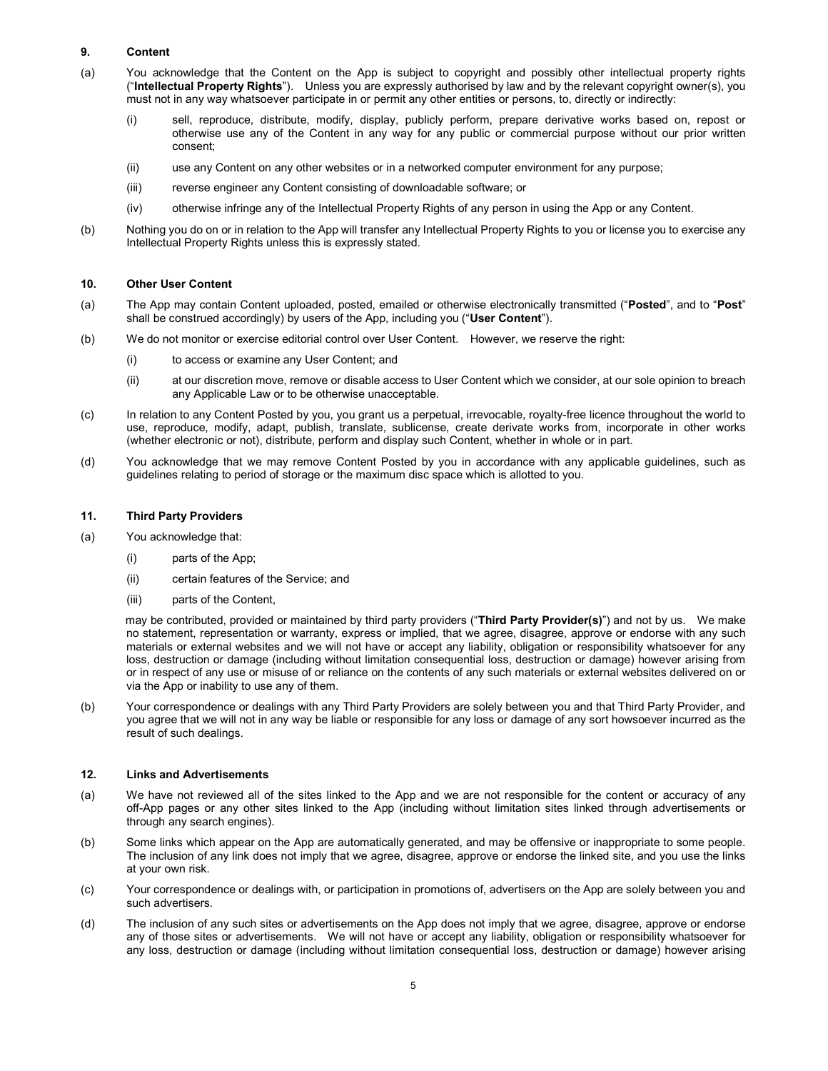## 9. Content

(a) You acknowledge that the Content on the App is subject to copyright and possibly other intellectual property rights ("**Intellectual Property Rights**"). Unless you are expressly authorised by law and by the relevant copyright owner(s), you must not in any way whatsoever participate in or permit any other entities or persons, to, directly or indirectly:

- (i) sell, reproduce, distribute, modify, display, publicly perform, prepare derivative works based on, repost or otherwise use any of the Content in any way for any public or commercial purpose without our prior written consent;
- (ii) use any Content on any other websites or in a networked computer environment for any purpose;
- (iii) reverse engineer any Content consisting of downloadable software; or
- (iv) otherwise infringe any of the Intellectual Property Rights of any person in using the App or any Content.

(b) Nothing you do on or in relation to the App will transfer any Intellectual Property Rights to you or license you to exercise any Intellectual Property Rights unless this is expressly stated.

## 10. Other User Content

(a) The App may contain Content uploaded, posted, emailed or otherwise electronically transmitted ("**Posted**", and to "**Post**" shall be construed accordingly) by users of the App, including you ("**User Content**").

(b) We do not monitor or exercise editorial control over User Content. However, we reserve the right:

- (i) to access or examine any User Content; and
- (ii) at our discretion move, remove or disable access to User Content which we consider, at our sole opinion to breach any Applicable Law or to be otherwise unacceptable.

(c) In relation to any Content Posted by you, you grant us a perpetual, irrevocable, royalty-free licence throughout the world to use, reproduce, modify, adapt, publish, translate, sublicense, create derivate works from, incorporate in other works (whether electronic or not), distribute, perform and display such Content, whether in whole or in part.

(d) You acknowledge that we may remove Content Posted by you in accordance with any applicable guidelines, such as guidelines relating to period of storage or the maximum disc space which is allotted to you.

## 11. Third Party Providers

(a) You acknowledge that:

- (i) parts of the App;
- (ii) certain features of the Service; and
- (iii) parts of the Content,

may be contributed, provided or maintained by third party providers ("**Third Party Provider(s)**") and not by us. We make no statement, representation or warranty, express or implied, that we agree, disagree, approve or endorse with any such materials or external websites and we will not have or accept any liability, obligation or responsibility whatsoever for any loss, destruction or damage (including without limitation consequential loss, destruction or damage) however arising from or in respect of any use or misuse of or reliance on the contents of any such materials or external websites delivered on or via the App or inability to use any of them.

(b) Your correspondence or dealings with any Third Party Providers are solely between you and that Third Party Provider, and you agree that we will not in any way be liable or responsible for any loss or damage of any sort howsoever incurred as the result of such dealings.

## 12. Links and Advertisements

(a) We have not reviewed all of the sites linked to the App and we are not responsible for the content or accuracy of any off-App pages or any other sites linked to the App (including without limitation sites linked through advertisements or through any search engines).

(b) Some links which appear on the App are automatically generated, and may be offensive or inappropriate to some people. The inclusion of any link does not imply that we agree, disagree, approve or endorse the linked site, and you use the links at your own risk.

(c) Your correspondence or dealings with, or participation in promotions of, advertisers on the App are solely between you and such advertisers.

(d) The inclusion of any such sites or advertisements on the App does not imply that we agree, disagree, approve or endorse any of those sites or advertisements. We will not have or accept any liability, obligation or responsibility whatsoever for any loss, destruction or damage (including without limitation consequential loss, destruction or damage) however arising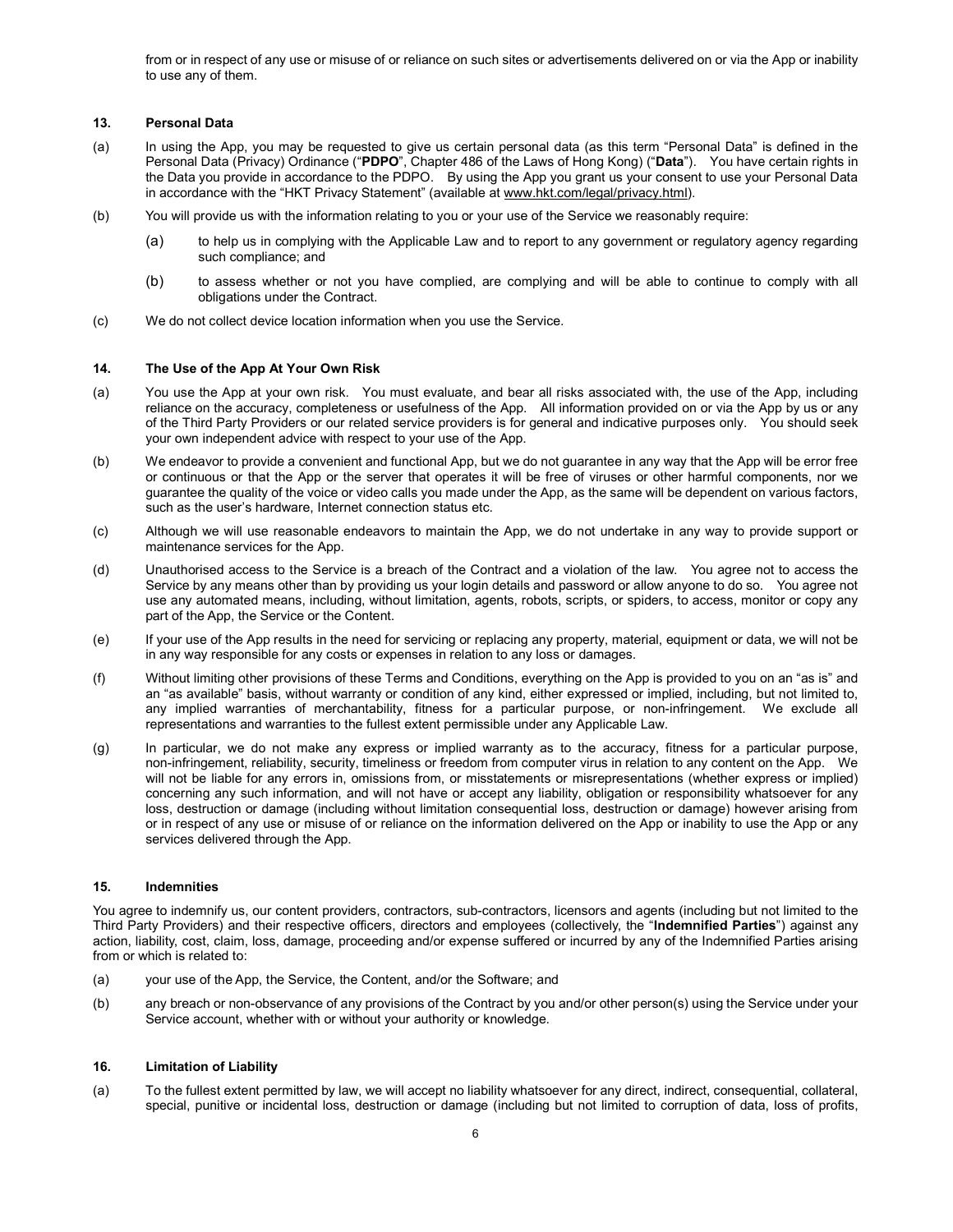from or in respect of any use or misuse of or reliance on such sites or advertisements delivered on or via the App or inability to use any of them.

### 13. Personal Data

(a) In using the App, you may be requested to give us certain personal data (as this term "Personal Data" is defined in the Personal Data (Privacy) Ordinance ("**PDPO**", Chapter 486 of the Laws of Hong Kong) ("**Data**"). You have certain rights in the Data you provide in accordance to the PDPO. By using the App you grant us your consent to use your Personal Data in accordance with the "HKT Privacy Statement" (available at www.hkt.com/legal/privacy.html).

(b) You will provide us with the information relating to you or your use of the Service we reasonably require:

  (a) to help us in complying with the Applicable Law and to report to any government or regulatory agency regarding such compliance; and

  (b) to assess whether or not you have complied, are complying and will be able to continue to comply with all obligations under the Contract.

(c) We do not collect device location information when you use the Service.

### 14. The Use of the App At Your Own Risk

(a) You use the App at your own risk. You must evaluate, and bear all risks associated with, the use of the App, including reliance on the accuracy, completeness or usefulness of the App. All information provided on or via the App by us or any of the Third Party Providers or our related service providers is for general and indicative purposes only. You should seek your own independent advice with respect to your use of the App.

(b) We endeavor to provide a convenient and functional App, but we do not guarantee in any way that the App will be error free or continuous or that the App or the server that operates it will be free of viruses or other harmful components, nor we guarantee the quality of the voice or video calls you made under the App, as the same will be dependent on various factors, such as the user's hardware, Internet connection status etc.

(c) Although we will use reasonable endeavors to maintain the App, we do not undertake in any way to provide support or maintenance services for the App.

(d) Unauthorised access to the Service is a breach of the Contract and a violation of the law. You agree not to access the Service by any means other than by providing us your login details and password or allow anyone to do so. You agree not use any automated means, including, without limitation, agents, robots, scripts, or spiders, to access, monitor or copy any part of the App, the Service or the Content.

(e) If your use of the App results in the need for servicing or replacing any property, material, equipment or data, we will not be in any way responsible for any costs or expenses in relation to any loss or damages.

(f) Without limiting other provisions of these Terms and Conditions, everything on the App is provided to you on an "as is" and an "as available" basis, without warranty or condition of any kind, either expressed or implied, including, but not limited to, any implied warranties of merchantability, fitness for a particular purpose, or non-infringement. We exclude all representations and warranties to the fullest extent permissible under any Applicable Law.

(g) In particular, we do not make any express or implied warranty as to the accuracy, fitness for a particular purpose, non-infringement, reliability, security, timeliness or freedom from computer virus in relation to any content on the App. We will not be liable for any errors in, omissions from, or misstatements or misrepresentations (whether express or implied) concerning any such information, and will not have or accept any liability, obligation or responsibility whatsoever for any loss, destruction or damage (including without limitation consequential loss, destruction or damage) however arising from or in respect of any use or misuse of or reliance on the information delivered on the App or inability to use the App or any services delivered through the App.

### 15. Indemnities

You agree to indemnify us, our content providers, contractors, sub-contractors, licensors and agents (including but not limited to the Third Party Providers) and their respective officers, directors and employees (collectively, the "**Indemnified Parties**") against any action, liability, cost, claim, loss, damage, proceeding and/or expense suffered or incurred by any of the Indemnified Parties arising from or which is related to:

(a) your use of the App, the Service, the Content, and/or the Software; and

(b) any breach or non-observance of any provisions of the Contract by you and/or other person(s) using the Service under your Service account, whether with or without your authority or knowledge.

### 16. Limitation of Liability

(a) To the fullest extent permitted by law, we will accept no liability whatsoever for any direct, indirect, consequential, collateral, special, punitive or incidental loss, destruction or damage (including but not limited to corruption of data, loss of profits,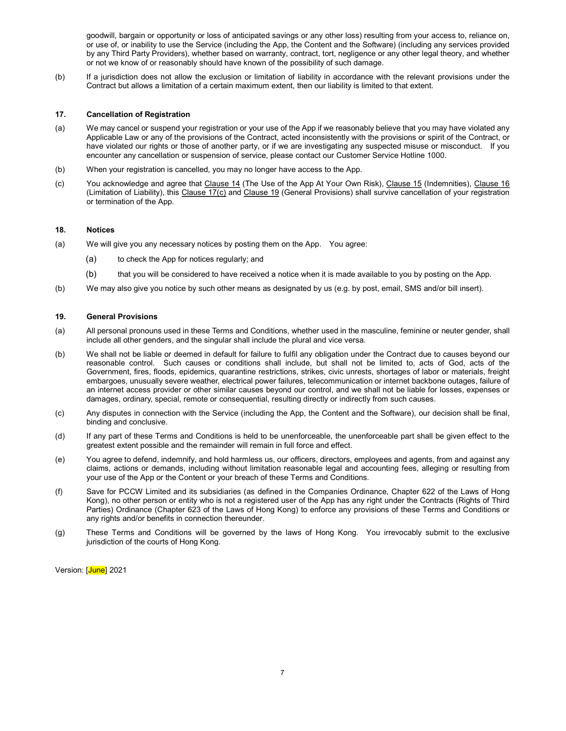goodwill, bargain or opportunity or loss of anticipated savings or any other loss) resulting from your access to, reliance on, or use of, or inability to use the Service (including the App, the Content and the Software) (including any services provided by any Third Party Providers), whether based on warranty, contract, tort, negligence or any other legal theory, and whether or not we know of or reasonably should have known of the possibility of such damage.

(b) If a jurisdiction does not allow the exclusion or limitation of liability in accordance with the relevant provisions under the Contract but allows a limitation of a certain maximum extent, then our liability is limited to that extent.

**17. Cancellation of Registration**

(a) We may cancel or suspend your registration or your use of the App if we reasonably believe that you may have violated any Applicable Law or any of the provisions of the Contract, acted inconsistently with the provisions or spirit of the Contract, or have violated our rights or those of another party, or if we are investigating any suspected misuse or misconduct. If you encounter any cancellation or suspension of service, please contact our Customer Service Hotline 1000.

(b) When your registration is cancelled, you may no longer have access to the App.

(c) You acknowledge and agree that Clause 14 (The Use of the App At Your Own Risk), Clause 15 (Indemnities), Clause 16 (Limitation of Liability), this Clause 17(c) and Clause 19 (General Provisions) shall survive cancellation of your registration or termination of the App.

**18. Notices**

(a) We will give you any necessary notices by posting them on the App. You agree:

- (a) to check the App for notices regularly; and
- (b) that you will be considered to have received a notice when it is made available to you by posting on the App.

(b) We may also give you notice by such other means as designated by us (e.g. by post, email, SMS and/or bill insert).

**19. General Provisions**

(a) All personal pronouns used in these Terms and Conditions, whether used in the masculine, feminine or neuter gender, shall include all other genders, and the singular shall include the plural and vice versa.

(b) We shall not be liable or deemed in default for failure to fulfil any obligation under the Contract due to causes beyond our reasonable control. Such causes or conditions shall include, but shall not be limited to, acts of God, acts of the Government, fires, floods, epidemics, quarantine restrictions, strikes, civic unrests, shortages of labor or materials, freight embargoes, unusually severe weather, electrical power failures, telecommunication or internet backbone outages, failure of an internet access provider or other similar causes beyond our control, and we shall not be liable for losses, expenses or damages, ordinary, special, remote or consequential, resulting directly or indirectly from such causes.

(c) Any disputes in connection with the Service (including the App, the Content and the Software), our decision shall be final, binding and conclusive.

(d) If any part of these Terms and Conditions is held to be unenforceable, the unenforceable part shall be given effect to the greatest extent possible and the remainder will remain in full force and effect.

(e) You agree to defend, indemnify, and hold harmless us, our officers, directors, employees and agents, from and against any claims, actions or demands, including without limitation reasonable legal and accounting fees, alleging or resulting from your use of the App or the Content or your breach of these Terms and Conditions.

(f) Save for PCCW Limited and its subsidiaries (as defined in the Companies Ordinance, Chapter 622 of the Laws of Hong Kong), no other person or entity who is not a registered user of the App has any right under the Contracts (Rights of Third Parties) Ordinance (Chapter 623 of the Laws of Hong Kong) to enforce any provisions of these Terms and Conditions or any rights and/or benefits in connection thereunder.

(g) These Terms and Conditions will be governed by the laws of Hong Kong. You irrevocably submit to the exclusive jurisdiction of the courts of Hong Kong.

Version: [June] 2021